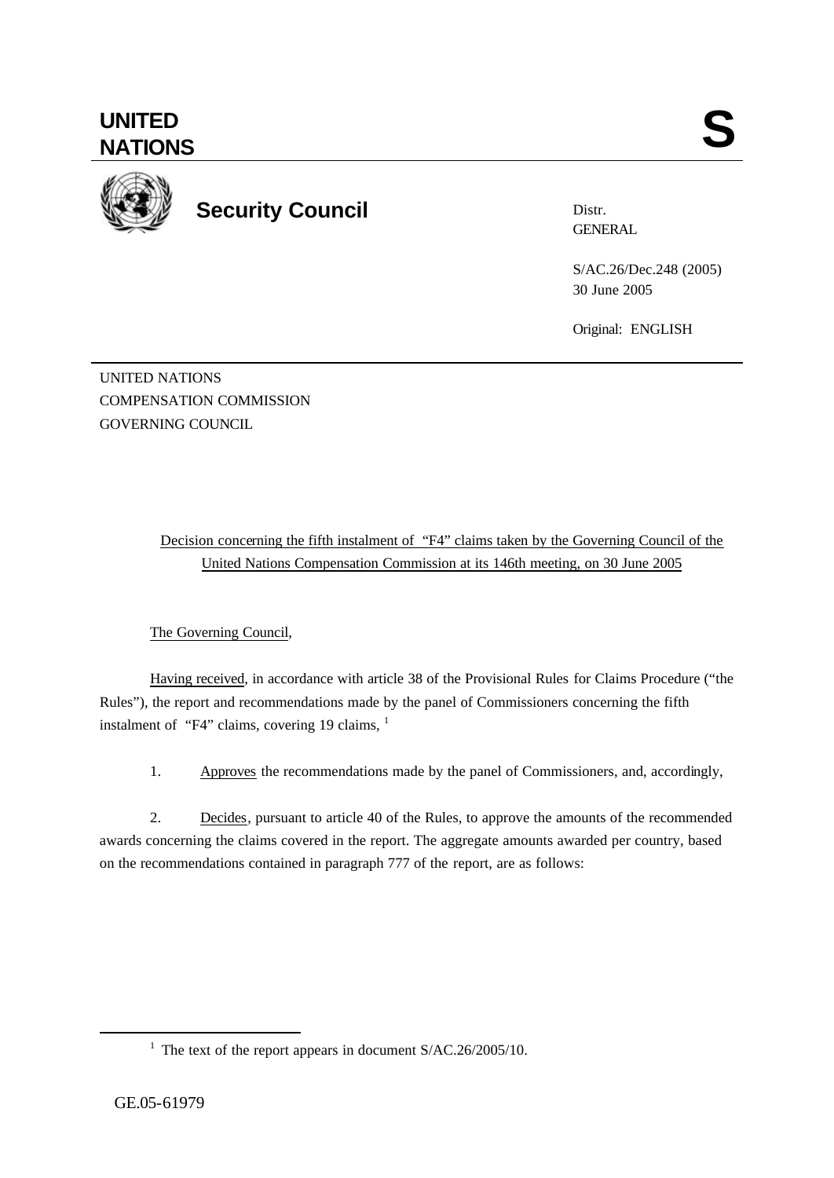**UNITED NATIONS** **S**

**Security Council**

Distr.
GENERAL

S/AC.26/Dec.248 (2005)
30 June 2005

Original: ENGLISH

UNITED NATIONS
COMPENSATION COMMISSION
GOVERNING COUNCIL

Decision concerning the fifth instalment of "F4" claims taken by the Governing Council of the United Nations Compensation Commission at its 146th meeting, on 30 June 2005

The Governing Council,

Having received, in accordance with article 38 of the Provisional Rules for Claims Procedure ("the Rules"), the report and recommendations made by the panel of Commissioners concerning the fifth instalment of "F4" claims, covering 19 claims, [1]

1. Approves the recommendations made by the panel of Commissioners, and, accordingly,

2. Decides, pursuant to article 40 of the Rules, to approve the amounts of the recommended awards concerning the claims covered in the report. The aggregate amounts awarded per country, based on the recommendations contained in paragraph 777 of the report, are as follows:

[1] The text of the report appears in document S/AC.26/2005/10.

GE.05-61979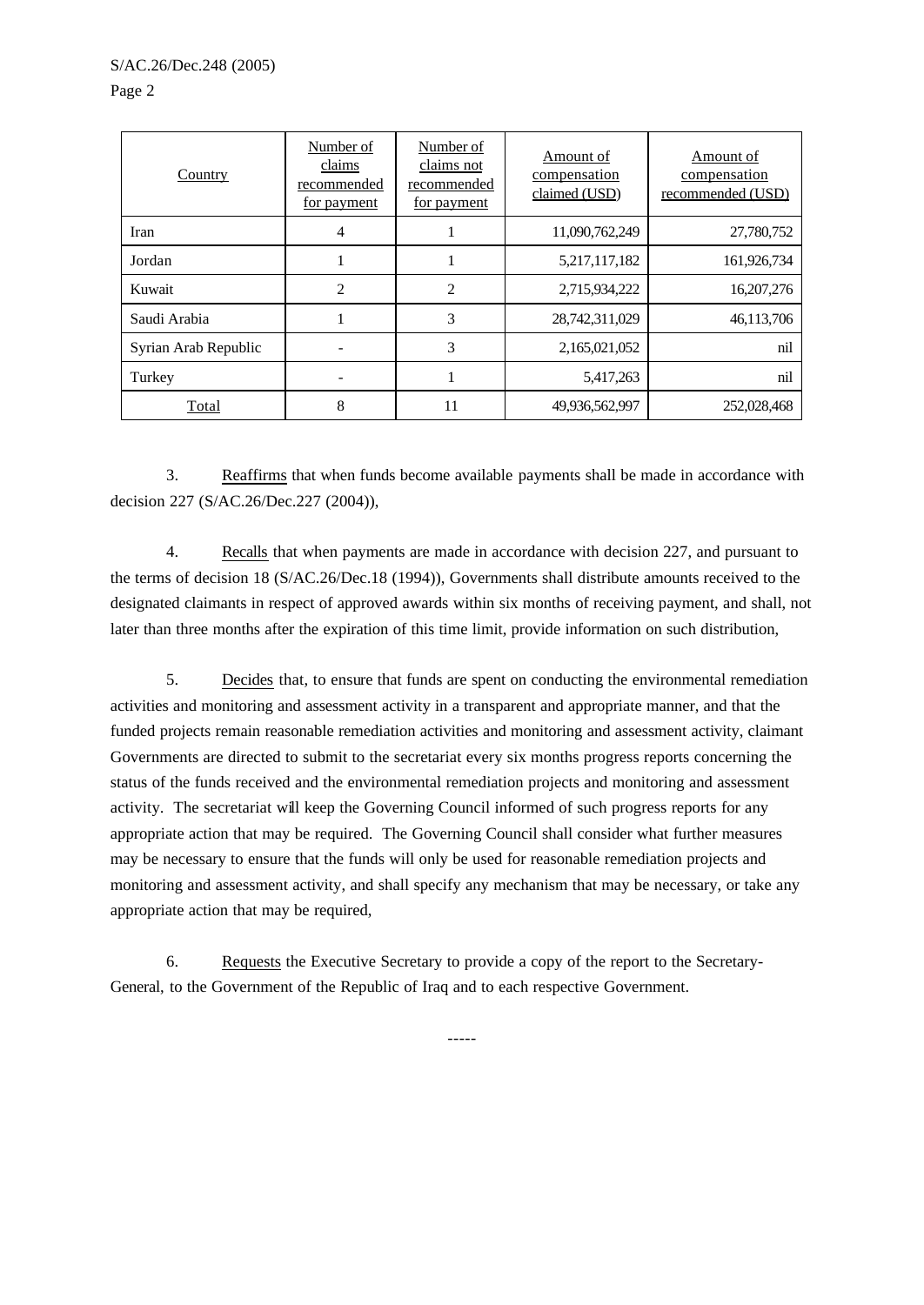| Country | Number of claims recommended for payment | Number of claims not recommended for payment | Amount of compensation claimed (USD) | Amount of compensation recommended (USD) |
|---|---|---|---|---|
| Iran | 4 | 1 | 11,090,762,249 | 27,780,752 |
| Jordan | 1 | 1 | 5,217,117,182 | 161,926,734 |
| Kuwait | 2 | 2 | 2,715,934,222 | 16,207,276 |
| Saudi Arabia | 1 | 3 | 28,742,311,029 | 46,113,706 |
| Syrian Arab Republic | - | 3 | 2,165,021,052 | nil |
| Turkey | - | 1 | 5,417,263 | nil |
| Total | 8 | 11 | 49,936,562,997 | 252,028,468 |

3. Reaffirms that when funds become available payments shall be made in accordance with decision 227 (S/AC.26/Dec.227 (2004)),

4. Recalls that when payments are made in accordance with decision 227, and pursuant to the terms of decision 18 (S/AC.26/Dec.18 (1994)), Governments shall distribute amounts received to the designated claimants in respect of approved awards within six months of receiving payment, and shall, not later than three months after the expiration of this time limit, provide information on such distribution,

5. Decides that, to ensure that funds are spent on conducting the environmental remediation activities and monitoring and assessment activity in a transparent and appropriate manner, and that the funded projects remain reasonable remediation activities and monitoring and assessment activity, claimant Governments are directed to submit to the secretariat every six months progress reports concerning the status of the funds received and the environmental remediation projects and monitoring and assessment activity. The secretariat will keep the Governing Council informed of such progress reports for any appropriate action that may be required. The Governing Council shall consider what further measures may be necessary to ensure that the funds will only be used for reasonable remediation projects and monitoring and assessment activity, and shall specify any mechanism that may be necessary, or take any appropriate action that may be required,

6. Requests the Executive Secretary to provide a copy of the report to the Secretary-General, to the Government of the Republic of Iraq and to each respective Government.

-----